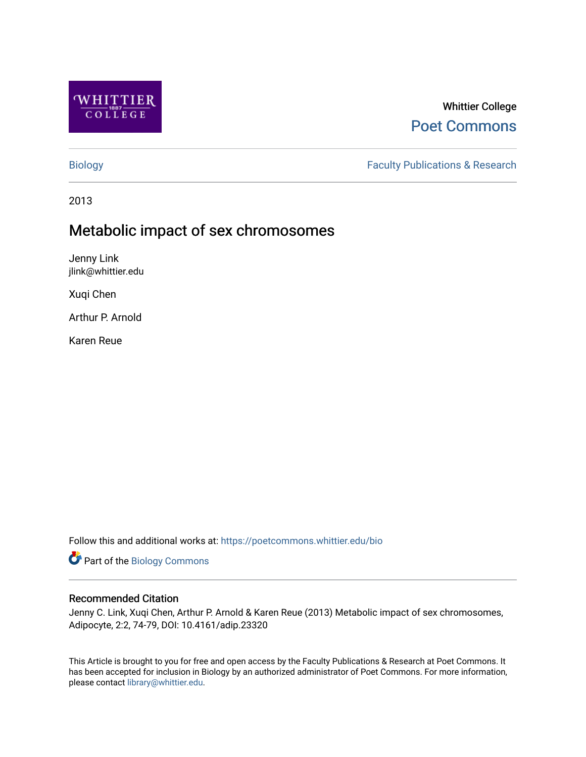Whittier College

Poet Commons

Biology

Faculty Publications & Research

2013

# Metabolic impact of sex chromosomes

Jenny Link
jlink@whittier.edu

Xuqi Chen

Arthur P. Arnold

Karen Reue

Follow this and additional works at: https://poetcommons.whittier.edu/bio

Part of the Biology Commons

## Recommended Citation

Jenny C. Link, Xuqi Chen, Arthur P. Arnold & Karen Reue (2013) Metabolic impact of sex chromosomes, Adipocyte, 2:2, 74-79, DOI: 10.4161/adip.23320

This Article is brought to you for free and open access by the Faculty Publications & Research at Poet Commons. It has been accepted for inclusion in Biology by an authorized administrator of Poet Commons. For more information, please contact library@whittier.edu.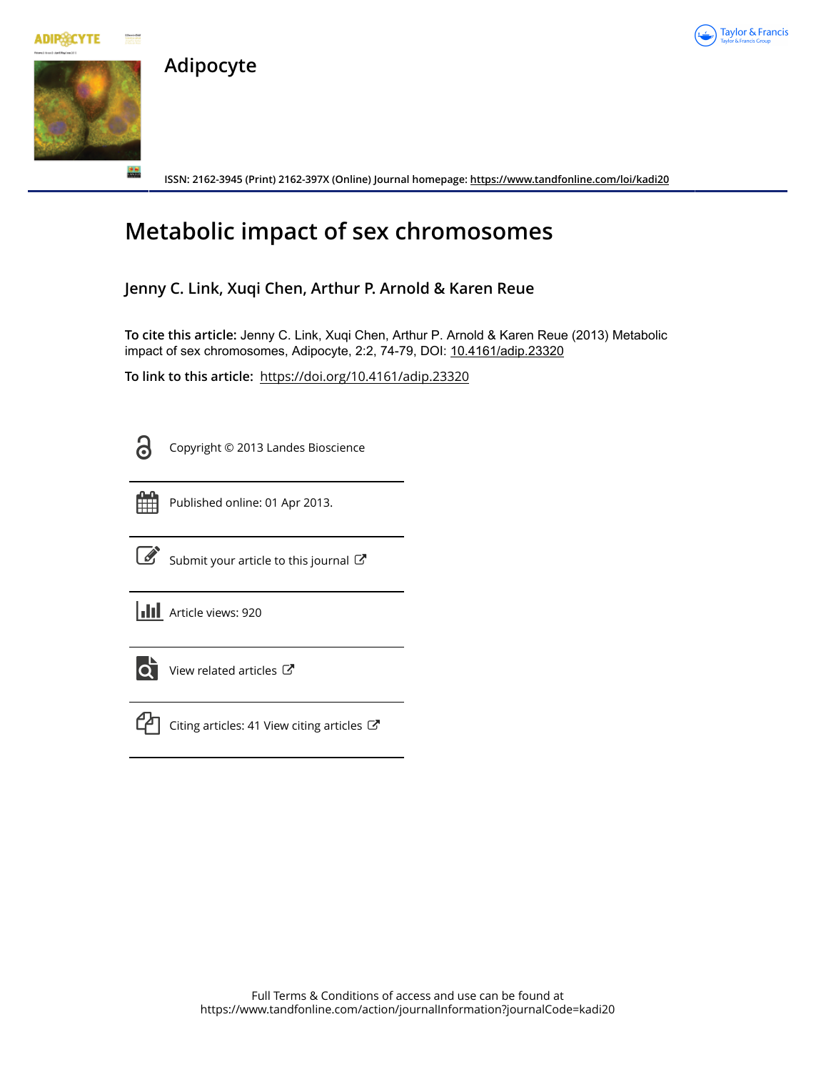# Adipocyte

ISSN: 2162-3945 (Print) 2162-397X (Online) Journal homepage: https://www.tandfonline.com/loi/kadi20

# Metabolic impact of sex chromosomes

**Jenny C. Link, Xuqi Chen, Arthur P. Arnold & Karen Reue**

**To cite this article:** Jenny C. Link, Xuqi Chen, Arthur P. Arnold & Karen Reue (2013) Metabolic impact of sex chromosomes, Adipocyte, 2:2, 74-79, DOI: 10.4161/adip.23320

**To link to this article:** https://doi.org/10.4161/adip.23320

Copyright © 2013 Landes Bioscience

Published online: 01 Apr 2013.

Submit your article to this journal

Article views: 920

View related articles

Citing articles: 41 View citing articles

Full Terms & Conditions of access and use can be found at
https://www.tandfonline.com/action/journalInformation?journalCode=kadi20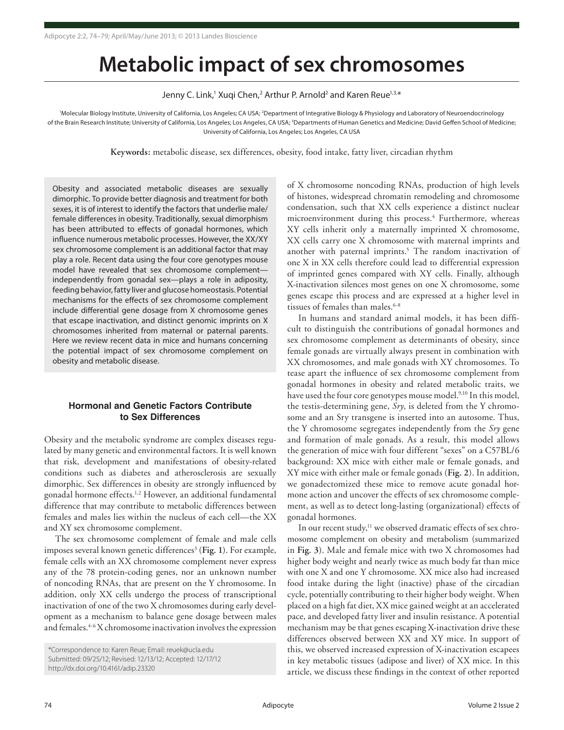# Metabolic impact of sex chromosomes

Jenny C. Link,[1] Xuqi Chen,[2] Arthur P. Arnold[2] and Karen Reue[1,3,*]

[1]Molecular Biology Institute, University of California, Los Angeles; CA USA; [2]Department of Integrative Biology & Physiology and Laboratory of Neuroendocrinology of the Brain Research Institute; University of California, Los Angeles; Los Angeles, CA USA; [3]Departments of Human Genetics and Medicine; David Geffen School of Medicine; University of California, Los Angeles; Los Angeles, CA USA

**Keywords:** metabolic disease, sex differences, obesity, food intake, fatty liver, circadian rhythm

Obesity and associated metabolic diseases are sexually dimorphic. To provide better diagnosis and treatment for both sexes, it is of interest to identify the factors that underlie male/female differences in obesity. Traditionally, sexual dimorphism has been attributed to effects of gonadal hormones, which influence numerous metabolic processes. However, the XX/XY sex chromosome complement is an additional factor that may play a role. Recent data using the four core genotypes mouse model have revealed that sex chromosome complement—independently from gonadal sex—plays a role in adiposity, feeding behavior, fatty liver and glucose homeostasis. Potential mechanisms for the effects of sex chromosome complement include differential gene dosage from X chromosome genes that escape inactivation, and distinct genomic imprints on X chromosomes inherited from maternal or paternal parents. Here we review recent data in mice and humans concerning the potential impact of sex chromosome complement on obesity and metabolic disease.

## Hormonal and Genetic Factors Contribute to Sex Differences

Obesity and the metabolic syndrome are complex diseases regulated by many genetic and environmental factors. It is well known that risk, development and manifestations of obesity-related conditions such as diabetes and atherosclerosis are sexually dimorphic. Sex differences in obesity are strongly influenced by gonadal hormone effects.[1,2] However, an additional fundamental difference that may contribute to metabolic differences between females and males lies within the nucleus of each cell—the XX and XY sex chromosome complement.

The sex chromosome complement of female and male cells imposes several known genetic differences[3] (**Fig. 1**). For example, female cells with an XX chromosome complement never express any of the 78 protein-coding genes, nor an unknown number of noncoding RNAs, that are present on the Y chromosome. In addition, only XX cells undergo the process of transcriptional inactivation of one of the two X chromosomes during early development as a mechanism to balance gene dosage between males and females.[4-6] X chromosome inactivation involves the expression of X chromosome noncoding RNAs, production of high levels of histones, widespread chromatin remodeling and chromosome condensation, such that XX cells experience a distinct nuclear microenvironment during this process.[4] Furthermore, whereas XY cells inherit only a maternally imprinted X chromosome, XX cells carry one X chromosome with maternal imprints and another with paternal imprints.[5] The random inactivation of one X in XX cells therefore could lead to differential expression of imprinted genes compared with XY cells. Finally, although X-inactivation silences most genes on one X chromosome, some genes escape this process and are expressed at a higher level in tissues of females than males.[6-8]

In humans and standard animal models, it has been difficult to distinguish the contributions of gonadal hormones and sex chromosome complement as determinants of obesity, since female gonads are virtually always present in combination with XX chromosomes, and male gonads with XY chromosomes. To tease apart the influence of sex chromosome complement from gonadal hormones in obesity and related metabolic traits, we have used the four core genotypes mouse model.[9,10] In this model, the testis-determining gene, *Sry*, is deleted from the Y chromosome and an Sry transgene is inserted into an autosome. Thus, the Y chromosome segregates independently from the *Sry* gene and formation of male gonads. As a result, this model allows the generation of mice with four different "sexes" on a C57BL/6 background: XX mice with either male or female gonads, and XY mice with either male or female gonads (**Fig. 2**). In addition, we gonadectomized these mice to remove acute gonadal hormone action and uncover the effects of sex chromosome complement, as well as to detect long-lasting (organizational) effects of gonadal hormones.

In our recent study,[11] we observed dramatic effects of sex chromosome complement on obesity and metabolism (summarized in **Fig. 3**). Male and female mice with two X chromosomes had higher body weight and nearly twice as much body fat than mice with one X and one Y chromosome. XX mice also had increased food intake during the light (inactive) phase of the circadian cycle, potentially contributing to their higher body weight. When placed on a high fat diet, XX mice gained weight at an accelerated pace, and developed fatty liver and insulin resistance. A potential mechanism may be that genes escaping X-inactivation drive these differences observed between XX and XY mice. In support of this, we observed increased expression of X-inactivation escapees in key metabolic tissues (adipose and liver) of XX mice. In this article, we discuss these findings in the context of other reported

*Correspondence to: Karen Reue; Email: reuek@ucla.edu
Submitted: 09/25/12; Revised: 12/13/12; Accepted: 12/17/12
http://dx.doi.org/10.4161/adip.23320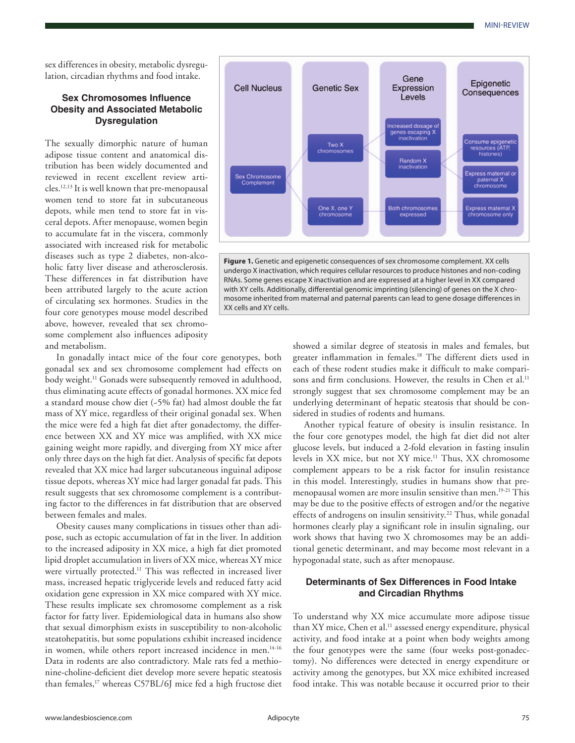sex differences in obesity, metabolic dysregulation, circadian rhythms and food intake.

## Sex Chromosomes Influence Obesity and Associated Metabolic Dysregulation

The sexually dimorphic nature of human adipose tissue content and anatomical distribution has been widely documented and reviewed in recent excellent review articles.[12,13] It is well known that pre-menopausal women tend to store fat in subcutaneous depots, while men tend to store fat in visceral depots. After menopause, women begin to accumulate fat in the viscera, commonly associated with increased risk for metabolic diseases such as type 2 diabetes, non-alcoholic fatty liver disease and atherosclerosis. These differences in fat distribution have been attributed largely to the acute action of circulating sex hormones. Studies in the four core genotypes mouse model described above, however, revealed that sex chromosome complement also influences adiposity and metabolism.

In gonadally intact mice of the four core genotypes, both gonadal sex and sex chromosome complement had effects on body weight.[11] Gonads were subsequently removed in adulthood, thus eliminating acute effects of gonadal hormones. XX mice fed a standard mouse chow diet (~5% fat) had almost double the fat mass of XY mice, regardless of their original gonadal sex. When the mice were fed a high fat diet after gonadectomy, the difference between XX and XY mice was amplified, with XX mice gaining weight more rapidly, and diverging from XY mice after only three days on the high fat diet. Analysis of specific fat depots revealed that XX mice had larger subcutaneous inguinal adipose tissue depots, whereas XY mice had larger gonadal fat pads. This result suggests that sex chromosome complement is a contributing factor to the differences in fat distribution that are observed between females and males.

Obesity causes many complications in tissues other than adipose, such as ectopic accumulation of fat in the liver. In addition to the increased adiposity in XX mice, a high fat diet promoted lipid droplet accumulation in livers of XX mice, whereas XY mice were virtually protected.[11] This was reflected in increased liver mass, increased hepatic triglyceride levels and reduced fatty acid oxidation gene expression in XX mice compared with XY mice. These results implicate sex chromosome complement as a risk factor for fatty liver. Epidemiological data in humans also show that sexual dimorphism exists in susceptibility to non-alcoholic steatohepatitis, but some populations exhibit increased incidence in women, while others report increased incidence in men.[14-16] Data in rodents are also contradictory. Male rats fed a methionine-choline-deficient diet develop more severe hepatic steatosis than females,[17] whereas C57BL/6J mice fed a high fructose diet showed a similar degree of steatosis in males and females, but greater inflammation in females.[18] The different diets used in each of these rodent studies make it difficult to make comparisons and firm conclusions. However, the results in Chen et al.[11] strongly suggest that sex chromosome complement may be an underlying determinant of hepatic steatosis that should be considered in studies of rodents and humans.

Another typical feature of obesity is insulin resistance. In the four core genotypes model, the high fat diet did not alter glucose levels, but induced a 2-fold elevation in fasting insulin levels in XX mice, but not XY mice.[11] Thus, XX chromosome complement appears to be a risk factor for insulin resistance in this model. Interestingly, studies in humans show that pre-menopausal women are more insulin sensitive than men.[19-21] This may be due to the positive effects of estrogen and/or the negative effects of androgens on insulin sensitivity.[22] Thus, while gonadal hormones clearly play a significant role in insulin signaling, our work shows that having two X chromosomes may be an additional genetic determinant, and may become most relevant in a hypogonadal state, such as after menopause.

**Figure 1.** Genetic and epigenetic consequences of sex chromosome complement. XX cells undergo X inactivation, which requires cellular resources to produce histones and non-coding RNAs. Some genes escape X inactivation and are expressed at a higher level in XX compared with XY cells. Additionally, differential genomic imprinting (silencing) of genes on the X chromosome inherited from maternal and paternal parents can lead to gene dosage differences in XX cells and XY cells.

## Determinants of Sex Differences in Food Intake and Circadian Rhythms

To understand why XX mice accumulate more adipose tissue than XY mice, Chen et al.[11] assessed energy expenditure, physical activity, and food intake at a point when body weights among the four genotypes were the same (four weeks post-gonadectomy). No differences were detected in energy expenditure or activity among the genotypes, but XX mice exhibited increased food intake. This was notable because it occurred prior to their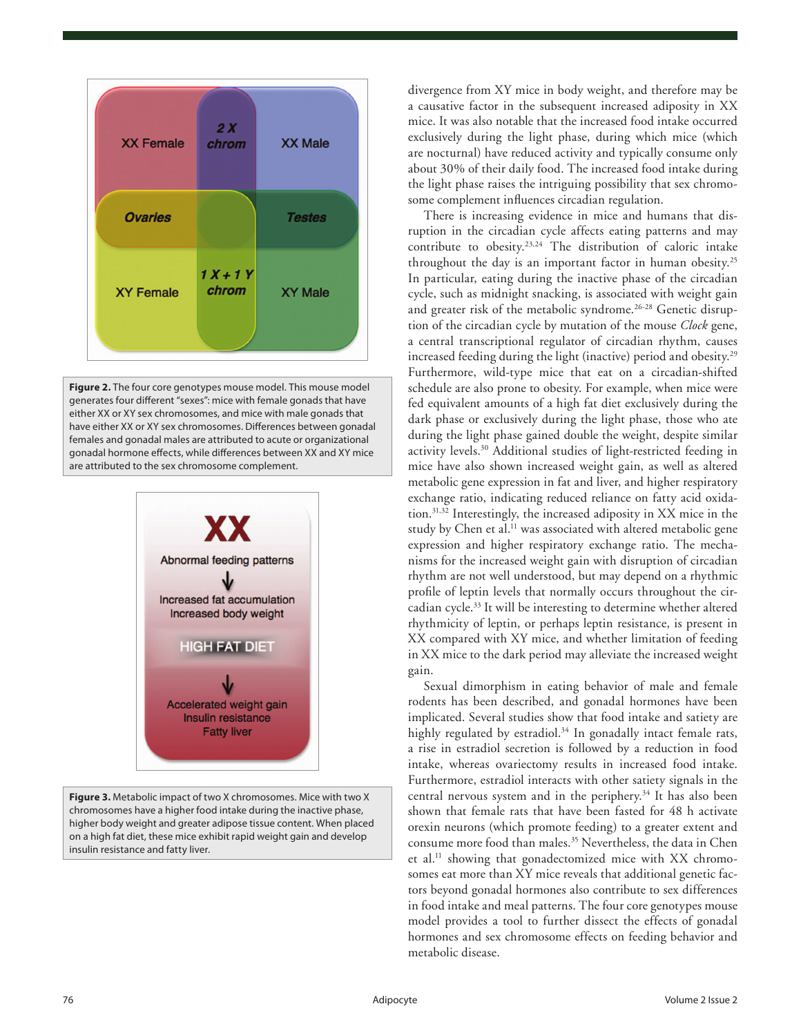Figure 2. The four core genotypes mouse model. This mouse model generates four different "sexes": mice with female gonads that have either XX or XY sex chromosomes, and mice with male gonads that have either XX or XY sex chromosomes. Differences between gonadal females and gonadal males are attributed to acute or organizational gonadal hormone effects, while differences between XX and XY mice are attributed to the sex chromosome complement.

Figure 3. Metabolic impact of two X chromosomes. Mice with two X chromosomes have a higher food intake during the inactive phase, higher body weight and greater adipose tissue content. When placed on a high fat diet, these mice exhibit rapid weight gain and develop insulin resistance and fatty liver.

divergence from XY mice in body weight, and therefore may be a causative factor in the subsequent increased adiposity in XX mice. It was also notable that the increased food intake occurred exclusively during the light phase, during which mice (which are nocturnal) have reduced activity and typically consume only about 30% of their daily food. The increased food intake during the light phase raises the intriguing possibility that sex chromosome complement influences circadian regulation.

There is increasing evidence in mice and humans that disruption in the circadian cycle affects eating patterns and may contribute to obesity.[23,24] The distribution of caloric intake throughout the day is an important factor in human obesity.[25] In particular, eating during the inactive phase of the circadian cycle, such as midnight snacking, is associated with weight gain and greater risk of the metabolic syndrome.[26-28] Genetic disruption of the circadian cycle by mutation of the mouse *Clock* gene, a central transcriptional regulator of circadian rhythm, causes increased feeding during the light (inactive) period and obesity.[29] Furthermore, wild-type mice that eat on a circadian-shifted schedule are also prone to obesity. For example, when mice were fed equivalent amounts of a high fat diet exclusively during the dark phase or exclusively during the light phase, those who ate during the light phase gained double the weight, despite similar activity levels.[30] Additional studies of light-restricted feeding in mice have also shown increased weight gain, as well as altered metabolic gene expression in fat and liver, and higher respiratory exchange ratio, indicating reduced reliance on fatty acid oxidation.[31,32] Interestingly, the increased adiposity in XX mice in the study by Chen et al.[11] was associated with altered metabolic gene expression and higher respiratory exchange ratio. The mechanisms for the increased weight gain with disruption of circadian rhythm are not well understood, but may depend on a rhythmic profile of leptin levels that normally occurs throughout the circadian cycle.[33] It will be interesting to determine whether altered rhythmicity of leptin, or perhaps leptin resistance, is present in XX compared with XY mice, and whether limitation of feeding in XX mice to the dark period may alleviate the increased weight gain.

Sexual dimorphism in eating behavior of male and female rodents has been described, and gonadal hormones have been implicated. Several studies show that food intake and satiety are highly regulated by estradiol.[34] In gonadally intact female rats, a rise in estradiol secretion is followed by a reduction in food intake, whereas ovariectomy results in increased food intake. Furthermore, estradiol interacts with other satiety signals in the central nervous system and in the periphery.[34] It has also been shown that female rats that have been fasted for 48 h activate orexin neurons (which promote feeding) to a greater extent and consume more food than males.[35] Nevertheless, the data in Chen et al.[11] showing that gonadectomized mice with XX chromosomes eat more than XY mice reveals that additional genetic factors beyond gonadal hormones also contribute to sex differences in food intake and meal patterns. The four core genotypes mouse model provides a tool to further dissect the effects of gonadal hormones and sex chromosome effects on feeding behavior and metabolic disease.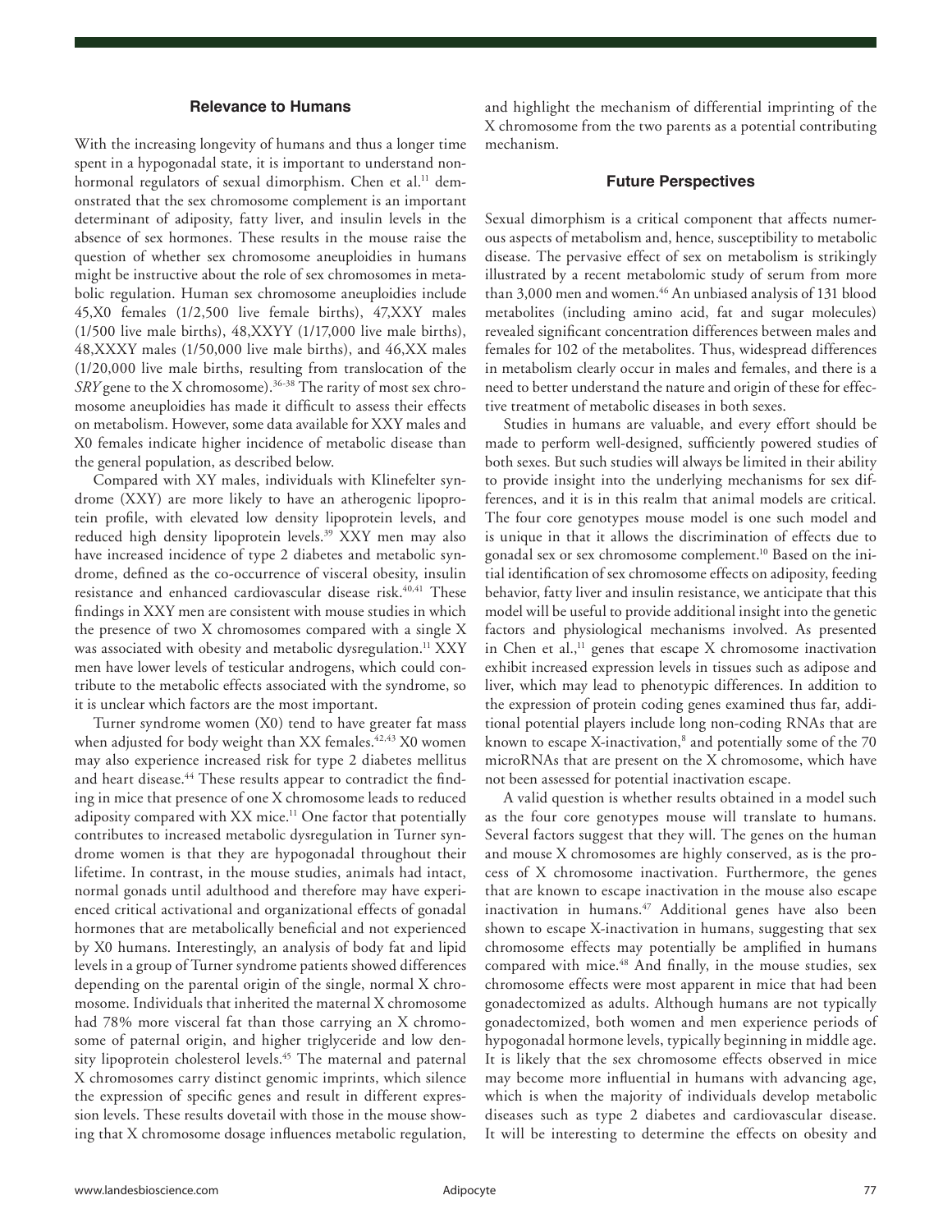## Relevance to Humans

With the increasing longevity of humans and thus a longer time spent in a hypogonadal state, it is important to understand nonhormonal regulators of sexual dimorphism. Chen et al.[11] demonstrated that the sex chromosome complement is an important determinant of adiposity, fatty liver, and insulin levels in the absence of sex hormones. These results in the mouse raise the question of whether sex chromosome aneuploidies in humans might be instructive about the role of sex chromosomes in metabolic regulation. Human sex chromosome aneuploidies include 45,X0 females (1/2,500 live female births), 47,XXY males (1/500 live male births), 48,XXYY (1/17,000 live male births), 48,XXXY males (1/50,000 live male births), and 46,XX males (1/20,000 live male births, resulting from translocation of the *SRY* gene to the X chromosome).[36-38] The rarity of most sex chromosome aneuploidies has made it difficult to assess their effects on metabolism. However, some data available for XXY males and X0 females indicate higher incidence of metabolic disease than the general population, as described below.

Compared with XY males, individuals with Klinefelter syndrome (XXY) are more likely to have an atherogenic lipoprotein profile, with elevated low density lipoprotein levels, and reduced high density lipoprotein levels.[39] XXY men may also have increased incidence of type 2 diabetes and metabolic syndrome, defined as the co-occurrence of visceral obesity, insulin resistance and enhanced cardiovascular disease risk.[40,41] These findings in XXY men are consistent with mouse studies in which the presence of two X chromosomes compared with a single X was associated with obesity and metabolic dysregulation.[11] XXY men have lower levels of testicular androgens, which could contribute to the metabolic effects associated with the syndrome, so it is unclear which factors are the most important.

Turner syndrome women (X0) tend to have greater fat mass when adjusted for body weight than XX females.[42,43] X0 women may also experience increased risk for type 2 diabetes mellitus and heart disease.[44] These results appear to contradict the finding in mice that presence of one X chromosome leads to reduced adiposity compared with XX mice.[11] One factor that potentially contributes to increased metabolic dysregulation in Turner syndrome women is that they are hypogonadal throughout their lifetime. In contrast, in the mouse studies, animals had intact, normal gonads until adulthood and therefore may have experienced critical activational and organizational effects of gonadal hormones that are metabolically beneficial and not experienced by X0 humans. Interestingly, an analysis of body fat and lipid levels in a group of Turner syndrome patients showed differences depending on the parental origin of the single, normal X chromosome. Individuals that inherited the maternal X chromosome had 78% more visceral fat than those carrying an X chromosome of paternal origin, and higher triglyceride and low density lipoprotein cholesterol levels.[45] The maternal and paternal X chromosomes carry distinct genomic imprints, which silence the expression of specific genes and result in different expression levels. These results dovetail with those in the mouse showing that X chromosome dosage influences metabolic regulation, and highlight the mechanism of differential imprinting of the X chromosome from the two parents as a potential contributing mechanism.

## Future Perspectives

Sexual dimorphism is a critical component that affects numerous aspects of metabolism and, hence, susceptibility to metabolic disease. The pervasive effect of sex on metabolism is strikingly illustrated by a recent metabolomic study of serum from more than 3,000 men and women.[46] An unbiased analysis of 131 blood metabolites (including amino acid, fat and sugar molecules) revealed significant concentration differences between males and females for 102 of the metabolites. Thus, widespread differences in metabolism clearly occur in males and females, and there is a need to better understand the nature and origin of these for effective treatment of metabolic diseases in both sexes.

Studies in humans are valuable, and every effort should be made to perform well-designed, sufficiently powered studies of both sexes. But such studies will always be limited in their ability to provide insight into the underlying mechanisms for sex differences, and it is in this realm that animal models are critical. The four core genotypes mouse model is one such model and is unique in that it allows the discrimination of effects due to gonadal sex or sex chromosome complement.[10] Based on the initial identification of sex chromosome effects on adiposity, feeding behavior, fatty liver and insulin resistance, we anticipate that this model will be useful to provide additional insight into the genetic factors and physiological mechanisms involved. As presented in Chen et al.,[11] genes that escape X chromosome inactivation exhibit increased expression levels in tissues such as adipose and liver, which may lead to phenotypic differences. In addition to the expression of protein coding genes examined thus far, additional potential players include long non-coding RNAs that are known to escape X-inactivation,[8] and potentially some of the 70 microRNAs that are present on the X chromosome, which have not been assessed for potential inactivation escape.

A valid question is whether results obtained in a model such as the four core genotypes mouse will translate to humans. Several factors suggest that they will. The genes on the human and mouse X chromosomes are highly conserved, as is the process of X chromosome inactivation. Furthermore, the genes that are known to escape inactivation in the mouse also escape inactivation in humans.[47] Additional genes have also been shown to escape X-inactivation in humans, suggesting that sex chromosome effects may potentially be amplified in humans compared with mice.[48] And finally, in the mouse studies, sex chromosome effects were most apparent in mice that had been gonadectomized as adults. Although humans are not typically gonadectomized, both women and men experience periods of hypogonadal hormone levels, typically beginning in middle age. It is likely that the sex chromosome effects observed in mice may become more influential in humans with advancing age, which is when the majority of individuals develop metabolic diseases such as type 2 diabetes and cardiovascular disease. It will be interesting to determine the effects on obesity and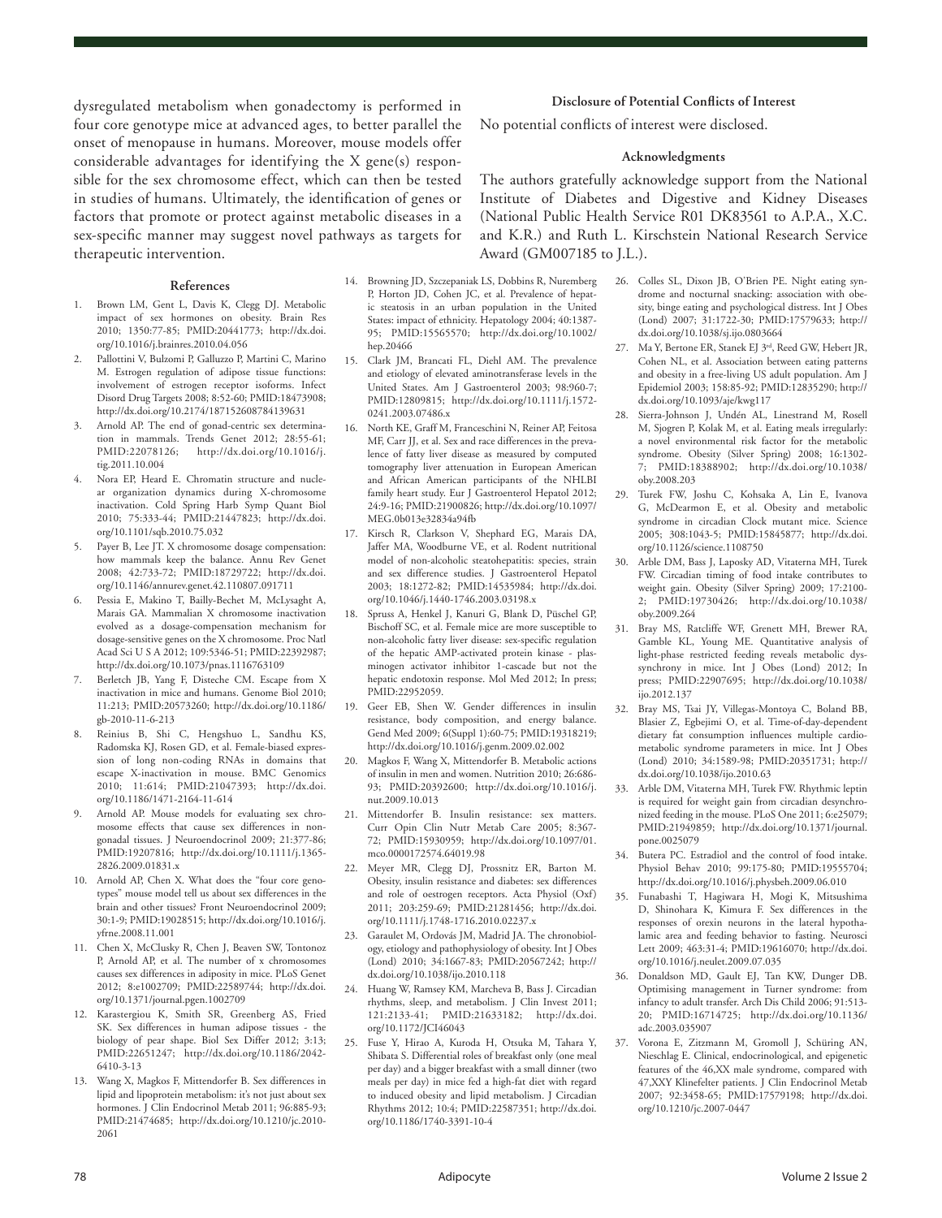dysregulated metabolism when gonadectomy is performed in four core genotype mice at advanced ages, to better parallel the onset of menopause in humans. Moreover, mouse models offer considerable advantages for identifying the X gene(s) responsible for the sex chromosome effect, which can then be tested in studies of humans. Ultimately, the identification of genes or factors that promote or protect against metabolic diseases in a sex-specific manner may suggest novel pathways as targets for therapeutic intervention.

### Disclosure of Potential Conflicts of Interest

No potential conflicts of interest were disclosed.

### Acknowledgments

The authors gratefully acknowledge support from the National Institute of Diabetes and Digestive and Kidney Diseases (National Public Health Service R01 DK83561 to A.P.A., X.C. and K.R.) and Ruth L. Kirschstein National Research Service Award (GM007185 to J.L.).

### References

1. Brown LM, Gent L, Davis K, Clegg DJ. Metabolic impact of sex hormones on obesity. Brain Res 2010; 1350:77-85; PMID:20441773; http://dx.doi.org/10.1016/j.brainres.2010.04.056
2. Pallottini V, Bulzomi P, Galluzzo P, Martini C, Marino M. Estrogen regulation of adipose tissue functions: involvement of estrogen receptor isoforms. Infect Disord Drug Targets 2008; 8:52-60; PMID:18473908; http://dx.doi.org/10.2174/187152608784139631
3. Arnold AP. The end of gonad-centric sex determination in mammals. Trends Genet 2012; 28:55-61; PMID:22078126; http://dx.doi.org/10.1016/j.tig.2011.10.004
4. Nora EP, Heard E. Chromatin structure and nuclear organization dynamics during X-chromosome inactivation. Cold Spring Harb Symp Quant Biol 2010; 75:333-44; PMID:21447823; http://dx.doi.org/10.1101/sqb.2010.75.032
5. Payer B, Lee JT. X chromosome dosage compensation: how mammals keep the balance. Annu Rev Genet 2008; 42:733-72; PMID:18729722; http://dx.doi.org/10.1146/annurev.genet.42.110807.091711
6. Pessia E, Makino T, Bailly-Bechet M, McLysaght A, Marais GA. Mammalian X chromosome inactivation evolved as a dosage-compensation mechanism for dosage-sensitive genes on the X chromosome. Proc Natl Acad Sci U S A 2012; 109:5346-51; PMID:22392987; http://dx.doi.org/10.1073/pnas.1116763109
7. Berletch JB, Yang F, Disteche CM. Escape from X inactivation in mice and humans. Genome Biol 2010; 11:213; PMID:20573260; http://dx.doi.org/10.1186/gb-2010-11-6-213
8. Reinius B, Shi C, Hengshuo L, Sandhu KS, Radomska KJ, Rosen GD, et al. Female-biased expression of long non-coding RNAs in domains that escape X-inactivation in mouse. BMC Genomics 2010; 11:614; PMID:21047393; http://dx.doi.org/10.1186/1471-2164-11-614
9. Arnold AP. Mouse models for evaluating sex chromosome effects that cause sex differences in nongonadal tissues. J Neuroendocrinol 2009; 21:377-86; PMID:19207816; http://dx.doi.org/10.1111/j.1365-2826.2009.01831.x
10. Arnold AP, Chen X. What does the "four core genotypes" mouse model tell us about sex differences in the brain and other tissues? Front Neuroendocrinol 2009; 30:1-9; PMID:19028515; http://dx.doi.org/10.1016/j.yfrne.2008.11.001
11. Chen X, McClusky R, Chen J, Beaven SW, Tontonoz P, Arnold AP, et al. The number of x chromosomes causes sex differences in adiposity in mice. PLoS Genet 2012; 8:e1002709; PMID:22589744; http://dx.doi.org/10.1371/journal.pgen.1002709
12. Karastergiou K, Smith SR, Greenberg AS, Fried SK. Sex differences in human adipose tissues - the biology of pear shape. Biol Sex Differ 2012; 3:13; PMID:22651247; http://dx.doi.org/10.1186/2042-6410-3-13
13. Wang X, Magkos F, Mittendorfer B. Sex differences in lipid and lipoprotein metabolism: it's not just about sex hormones. J Clin Endocrinol Metab 2011; 96:885-93; PMID:21474685; http://dx.doi.org/10.1210/jc.2010-2061
14. Browning JD, Szczepaniak LS, Dobbins R, Nuremberg P, Horton JD, Cohen JC, et al. Prevalence of hepatic steatosis in an urban population in the United States: impact of ethnicity. Hepatology 2004; 40:1387-95; PMID:15565570; http://dx.doi.org/10.1002/hep.20466
15. Clark JM, Brancati FL, Diehl AM. The prevalence and etiology of elevated aminotransferase levels in the United States. Am J Gastroenterol 2003; 98:960-7; PMID:12809815; http://dx.doi.org/10.1111/j.1572-0241.2003.07486.x
16. North KE, Graff M, Franceschini N, Reiner AP, Feitosa MF, Carr JJ, et al. Sex and race differences in the prevalence of fatty liver disease as measured by computed tomography liver attenuation in European American and African American participants of the NHLBI family heart study. Eur J Gastroenterol Hepatol 2012; 24:9-16; PMID:21900826; http://dx.doi.org/10.1097/MEG.0b013e32834a94fb
17. Kirsch R, Clarkson V, Shephard EG, Marais DA, Jaffer MA, Woodburne VE, et al. Rodent nutritional model of non-alcoholic steatohepatitis: species, strain and sex difference studies. J Gastroenterol Hepatol 2003; 18:1272-82; PMID:14535984; http://dx.doi.org/10.1046/j.1440-1746.2003.03198.x
18. Spruss A, Henkel J, Kanuri G, Blank D, Püschel GP, Bischoff SC, et al. Female mice are more susceptible to non-alcoholic fatty liver disease: sex-specific regulation of the hepatic AMP-activated protein kinase - plasminogen activator inhibitor 1-cascade but not the hepatic endotoxin response. Mol Med 2012; In press; PMID:22952059.
19. Geer EB, Shen W. Gender differences in insulin resistance, body composition, and energy balance. Gend Med 2009; 6(Suppl 1):60-75; PMID:19318219; http://dx.doi.org/10.1016/j.genm.2009.02.002
20. Magkos F, Wang X, Mittendorfer B. Metabolic actions of insulin in men and women. Nutrition 2010; 26:686-93; PMID:20392600; http://dx.doi.org/10.1016/j.nut.2009.10.013
21. Mittendorfer B. Insulin resistance: sex matters. Curr Opin Clin Nutr Metab Care 2005; 8:367-72; PMID:15930959; http://dx.doi.org/10.1097/01.mco.0000172574.64019.98
22. Meyer MR, Clegg DJ, Prossnitz ER, Barton M. Obesity, insulin resistance and diabetes: sex differences and role of oestrogen receptors. Acta Physiol (Oxf) 2011; 203:259-69; PMID:21281456; http://dx.doi.org/10.1111/j.1748-1716.2010.02237.x
23. Garaulet M, Ordovás JM, Madrid JA. The chronobiology, etiology and pathophysiology of obesity. Int J Obes (Lond) 2010; 34:1667-83; PMID:20567242; http://dx.doi.org/10.1038/ijo.2010.118
24. Huang W, Ramsey KM, Marcheva B, Bass J. Circadian rhythms, sleep, and metabolism. J Clin Invest 2011; 121:2133-41; PMID:21633182; http://dx.doi.org/10.1172/JCI46043
25. Fuse Y, Hirao A, Kuroda H, Otsuka M, Tahara Y, Shibata S. Differential roles of breakfast only (one meal per day) and a bigger breakfast with a small dinner (two meals per day) in mice fed a high-fat diet with regard to induced obesity and lipid metabolism. J Circadian Rhythms 2012; 10:4; PMID:22587351; http://dx.doi.org/10.1186/1740-3391-10-4
26. Colles SL, Dixon JB, O'Brien PE. Night eating syndrome and nocturnal snacking: association with obesity, binge eating and psychological distress. Int J Obes (Lond) 2007; 31:1722-30; PMID:17579633; http://dx.doi.org/10.1038/sj.ijo.0803664
27. Ma Y, Bertone ER, Stanek EJ 3rd, Reed GW, Hebert JR, Cohen NL, et al. Association between eating patterns and obesity in a free-living US adult population. Am J Epidemiol 2003; 158:85-92; PMID:12835290; http://dx.doi.org/10.1093/aje/kwg117
28. Sierra-Johnson J, Undén AL, Linestrand M, Rosell M, Sjogren P, Kolak M, et al. Eating meals irregularly: a novel environmental risk factor for the metabolic syndrome. Obesity (Silver Spring) 2008; 16:1302-7; PMID:18388902; http://dx.doi.org/10.1038/oby.2008.203
29. Turek FW, Joshu C, Kohsaka A, Lin E, Ivanova G, McDearmon E, et al. Obesity and metabolic syndrome in circadian Clock mutant mice. Science 2005; 308:1043-5; PMID:15845877; http://dx.doi.org/10.1126/science.1108750
30. Arble DM, Bass J, Laposky AD, Vitaterna MH, Turek FW. Circadian timing of food intake contributes to weight gain. Obesity (Silver Spring) 2009; 17:2100-2; PMID:19730426; http://dx.doi.org/10.1038/oby.2009.264
31. Bray MS, Ratcliffe WF, Grenett MH, Brewer RA, Gamble KL, Young ME. Quantitative analysis of light-phase restricted feeding reveals metabolic dyssynchrony in mice. Int J Obes (Lond) 2012; In press; PMID:22907695; http://dx.doi.org/10.1038/ijo.2012.137
32. Bray MS, Tsai JY, Villegas-Montoya C, Boland BB, Blasier Z, Egbejimi O, et al. Time-of-day-dependent dietary fat consumption influences multiple cardiometabolic syndrome parameters in mice. Int J Obes (Lond) 2010; 34:1589-98; PMID:20351731; http://dx.doi.org/10.1038/ijo.2010.63
33. Arble DM, Vitaterna MH, Turek FW. Rhythmic leptin is required for weight gain from circadian desynchronized feeding in the mouse. PLoS One 2011; 6:e25079; PMID:21949859; http://dx.doi.org/10.1371/journal.pone.0025079
34. Butera PC. Estradiol and the control of food intake. Physiol Behav 2010; 99:175-80; PMID:19555704; http://dx.doi.org/10.1016/j.physbeh.2009.06.010
35. Funabashi T, Hagiwara H, Mogi K, Mitsushima D, Shinohara K, Kimura F. Sex differences in the responses of orexin neurons in the lateral hypothalamic area and feeding behavior to fasting. Neurosci Lett 2009; 463:31-4; PMID:19616070; http://dx.doi.org/10.1016/j.neulet.2009.07.035
36. Donaldson MD, Gault EJ, Tan KW, Dunger DB. Optimising management in Turner syndrome: from infancy to adult transfer. Arch Dis Child 2006; 91:513-20; PMID:16714725; http://dx.doi.org/10.1136/adc.2003.035907
37. Vorona E, Zitzmann M, Gromoll J, Schüring AN, Nieschlag E. Clinical, endocrinological, and epigenetic features of the 46,XX male syndrome, compared with 47,XXY Klinefelter patients. J Clin Endocrinol Metab 2007; 92:3458-65; PMID:17579198; http://dx.doi.org/10.1210/jc.2007-0447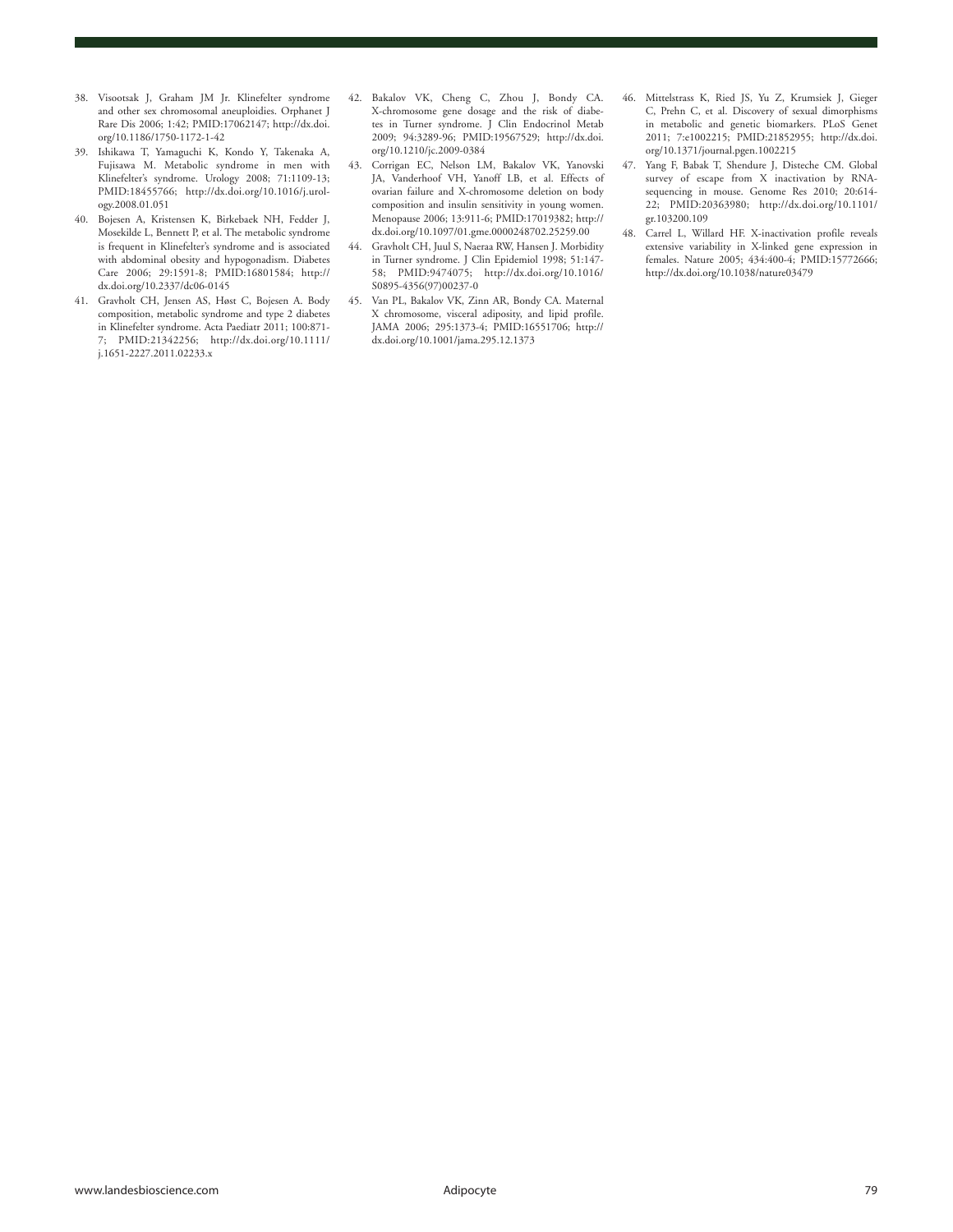38. Visootsak J, Graham JM Jr. Klinefelter syndrome and other sex chromosomal aneuploidies. Orphanet J Rare Dis 2006; 1:42; PMID:17062147; http://dx.doi.org/10.1186/1750-1172-1-42
39. Ishikawa T, Yamaguchi K, Kondo Y, Takenaka A, Fujisawa M. Metabolic syndrome in men with Klinefelter's syndrome. Urology 2008; 71:1109-13; PMID:18455766; http://dx.doi.org/10.1016/j.urology.2008.01.051
40. Bojesen A, Kristensen K, Birkebaek NH, Fedder J, Mosekilde L, Bennett P, et al. The metabolic syndrome is frequent in Klinefelter's syndrome and is associated with abdominal obesity and hypogonadism. Diabetes Care 2006; 29:1591-8; PMID:16801584; http://dx.doi.org/10.2337/dc06-0145
41. Gravholt CH, Jensen AS, Høst C, Bojesen A. Body composition, metabolic syndrome and type 2 diabetes in Klinefelter syndrome. Acta Paediatr 2011; 100:871-7; PMID:21342256; http://dx.doi.org/10.1111/j.1651-2227.2011.02233.x
42. Bakalov VK, Cheng C, Zhou J, Bondy CA. X-chromosome gene dosage and the risk of diabetes in Turner syndrome. J Clin Endocrinol Metab 2009; 94:3289-96; PMID:19567529; http://dx.doi.org/10.1210/jc.2009-0384
43. Corrigan EC, Nelson LM, Bakalov VK, Yanovski JA, Vanderhoof VH, Yanoff LB, et al. Effects of ovarian failure and X-chromosome deletion on body composition and insulin sensitivity in young women. Menopause 2006; 13:911-6; PMID:17019382; http://dx.doi.org/10.1097/01.gme.0000248702.25259.00
44. Gravholt CH, Juul S, Naeraa RW, Hansen J. Morbidity in Turner syndrome. J Clin Epidemiol 1998; 51:147-58; PMID:9474075; http://dx.doi.org/10.1016/S0895-4356(97)00237-0
45. Van PL, Bakalov VK, Zinn AR, Bondy CA. Maternal X chromosome, visceral adiposity, and lipid profile. JAMA 2006; 295:1373-4; PMID:16551706; http://dx.doi.org/10.1001/jama.295.12.1373
46. Mittelstrass K, Ried JS, Yu Z, Krumsiek J, Gieger C, Prehn C, et al. Discovery of sexual dimorphisms in metabolic and genetic biomarkers. PLoS Genet 2011; 7:e1002215; PMID:21852955; http://dx.doi.org/10.1371/journal.pgen.1002215
47. Yang F, Babak T, Shendure J, Disteche CM. Global survey of escape from X inactivation by RNA-sequencing in mouse. Genome Res 2010; 20:614-22; PMID:20363980; http://dx.doi.org/10.1101/gr.103200.109
48. Carrel L, Willard HF. X-inactivation profile reveals extensive variability in X-linked gene expression in females. Nature 2005; 434:400-4; PMID:15772666; http://dx.doi.org/10.1038/nature03479